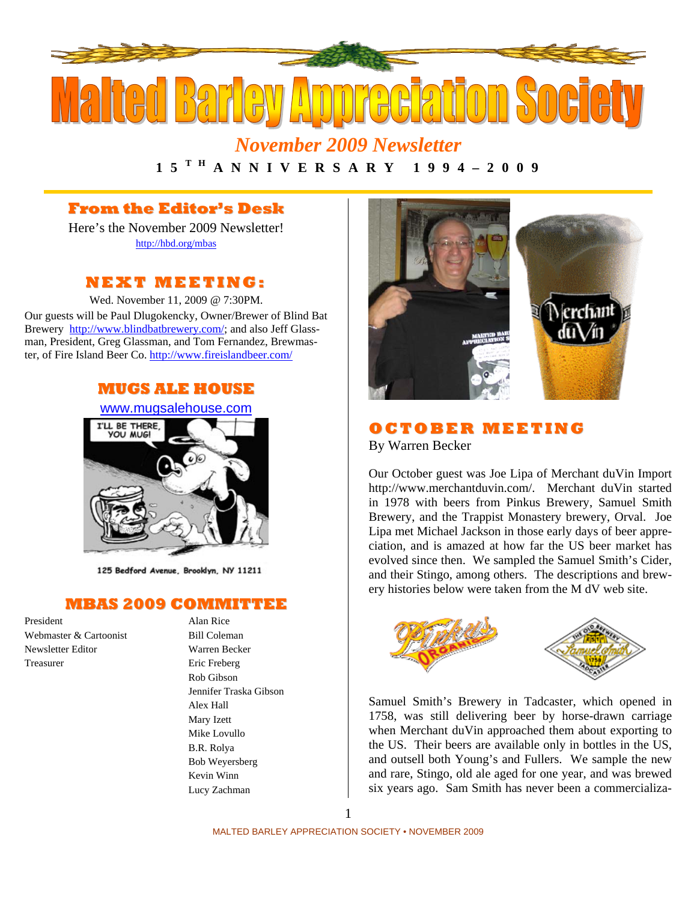# Malted Barley Appreciation Society

*November 2009 Newsletter*

**15TH ANNIVERSARY 1994 – 2009**

## From the Editor's Desk

Here's the November 2009 Newsletter!

http://hbd.org/mbas

## NEXT MEETING:

Wed. November 11, 2009 @ 7:30PM.

Our guests will be Paul Dlugokencky, Owner/Brewer of Blind Bat Brewery http://www.blindbatbrewery.com/; and also Jeff Glassman, President, Greg Glassman, and Tom Fernandez, Brewmaster, of Fire Island Beer Co. http://www.fireislandbeer.com/

## MUGS ALE HOUSE

www.mugsalehouse.com

125 Bedford Avenue, Brooklyn, NY 11211

## MBAS 2009 COMMITTEE

| | |
|---|---|
| President | Alan Rice |
| Webmaster & Cartoonist | Bill Coleman |
| Newsletter Editor | Warren Becker |
| Treasurer | Eric Freberg |
| | Rob Gibson |
| | Jennifer Traska Gibson |
| | Alex Hall |
| | Mary Izett |
| | Mike Lovullo |
| | B.R. Rolya |
| | Bob Weyersberg |
| | Kevin Winn |
| | Lucy Zachman |

## OCTOBER MEETING

By Warren Becker

Our October guest was Joe Lipa of Merchant duVin Import http://www.merchantduvin.com/. Merchant duVin started in 1978 with beers from Pinkus Brewery, Samuel Smith Brewery, and the Trappist Monastery brewery, Orval. Joe Lipa met Michael Jackson in those early days of beer appreciation, and is amazed at how far the US beer market has evolved since then. We sampled the Samuel Smith's Cider, and their Stingo, among others. The descriptions and brewery histories below were taken from the M dV web site.

Samuel Smith's Brewery in Tadcaster, which opened in 1758, was still delivering beer by horse-drawn carriage when Merchant duVin approached them about exporting to the US. Their beers are available only in bottles in the US, and outsell both Young's and Fullers. We sample the new and rare, Stingo, old ale aged for one year, and was brewed six years ago. Sam Smith has never been a commercializa-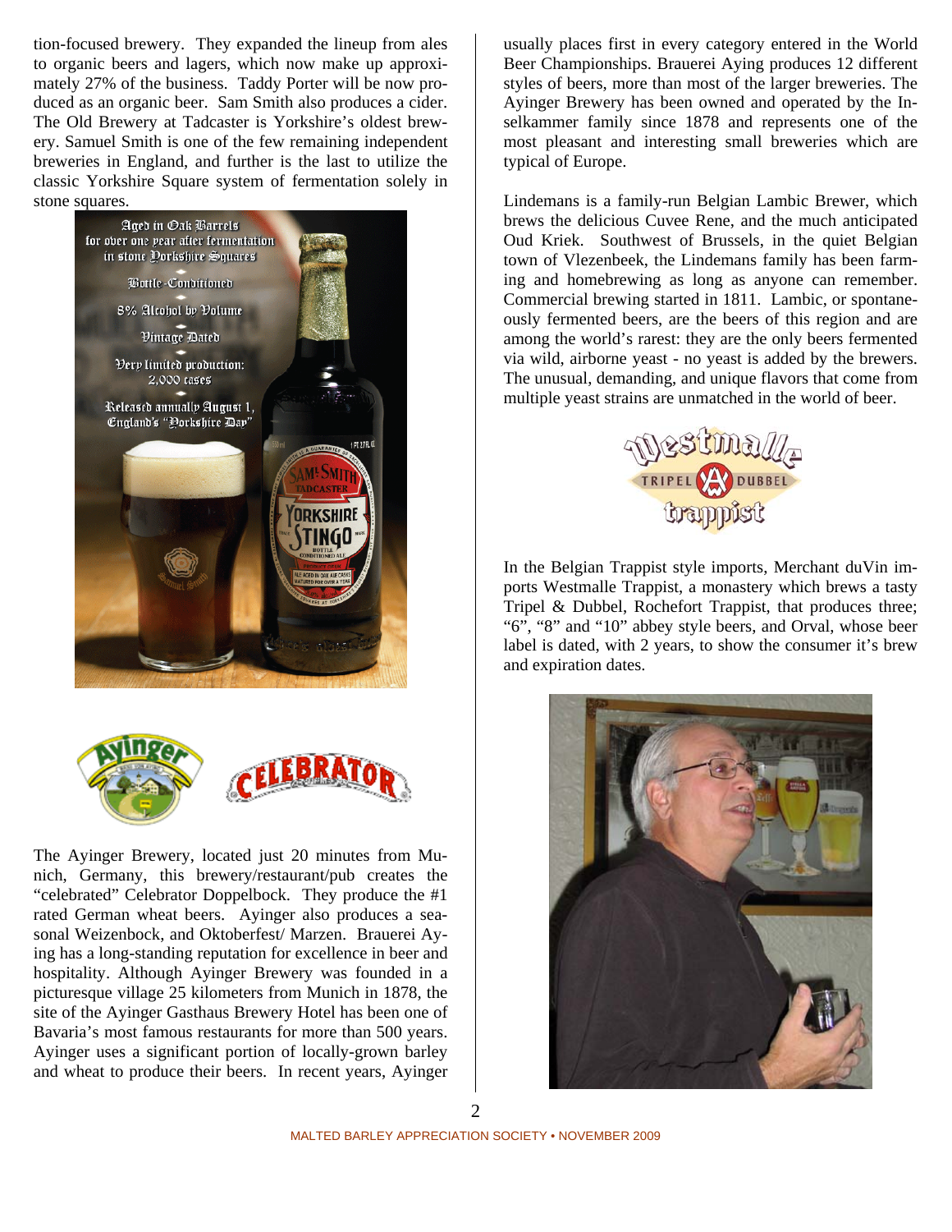tion-focused brewery. They expanded the lineup from ales to organic beers and lagers, which now make up approximately 27% of the business. Taddy Porter will be now produced as an organic beer. Sam Smith also produces a cider. The Old Brewery at Tadcaster is Yorkshire's oldest brewery. Samuel Smith is one of the few remaining independent breweries in England, and further is the last to utilize the classic Yorkshire Square system of fermentation solely in stone squares.

Aged in Oak Barrels for over one year after fermentation in stone Yorkshire Squares

Bottle-Conditioned

8% Alcohol by Volume

Vintage Dated

Very limited production: 2,000 cases

Released annually August 1, England's "Yorkshire Day"

The Ayinger Brewery, located just 20 minutes from Munich, Germany, this brewery/restaurant/pub creates the "celebrated" Celebrator Doppelbock. They produce the #1 rated German wheat beers. Ayinger also produces a seasonal Weizenbock, and Oktoberfest/ Marzen. Brauerei Aying has a long-standing reputation for excellence in beer and hospitality. Although Ayinger Brewery was founded in a picturesque village 25 kilometers from Munich in 1878, the site of the Ayinger Gasthaus Brewery Hotel has been one of Bavaria's most famous restaurants for more than 500 years. Ayinger uses a significant portion of locally-grown barley and wheat to produce their beers. In recent years, Ayinger usually places first in every category entered in the World Beer Championships. Brauerei Aying produces 12 different styles of beers, more than most of the larger breweries. The Ayinger Brewery has been owned and operated by the Inselkammer family since 1878 and represents one of the most pleasant and interesting small breweries which are typical of Europe.

Lindemans is a family-run Belgian Lambic Brewer, which brews the delicious Cuvee Rene, and the much anticipated Oud Kriek. Southwest of Brussels, in the quiet Belgian town of Vlezenbeek, the Lindemans family has been farming and homebrewing as long as anyone can remember. Commercial brewing started in 1811. Lambic, or spontaneously fermented beers, are the beers of this region and are among the world's rarest: they are the only beers fermented via wild, airborne yeast - no yeast is added by the brewers. The unusual, demanding, and unique flavors that come from multiple yeast strains are unmatched in the world of beer.

In the Belgian Trappist style imports, Merchant duVin imports Westmalle Trappist, a monastery which brews a tasty Tripel & Dubbel, Rochefort Trappist, that produces three; "6", "8" and "10" abbey style beers, and Orval, whose beer label is dated, with 2 years, to show the consumer it's brew and expiration dates.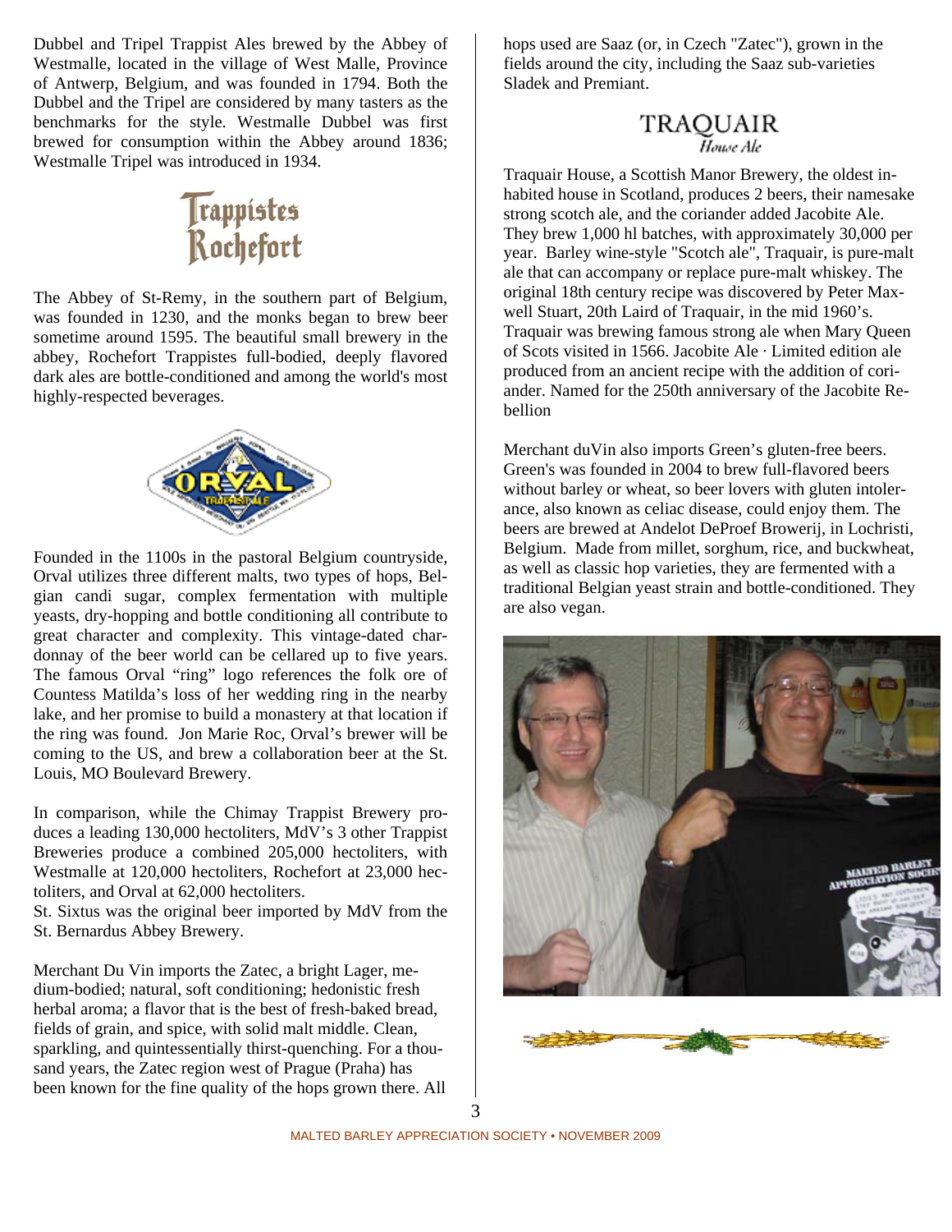Dubbel and Tripel Trappist Ales brewed by the Abbey of Westmalle, located in the village of West Malle, Province of Antwerp, Belgium, and was founded in 1794. Both the Dubbel and the Tripel are considered by many tasters as the benchmarks for the style. Westmalle Dubbel was first brewed for consumption within the Abbey around 1836; Westmalle Tripel was introduced in 1934.

## Trappistes Rochefort

The Abbey of St-Remy, in the southern part of Belgium, was founded in 1230, and the monks began to brew beer sometime around 1595. The beautiful small brewery in the abbey, Rochefort Trappistes full-bodied, deeply flavored dark ales are bottle-conditioned and among the world's most highly-respected beverages.

## Orval

Founded in the 1100s in the pastoral Belgium countryside, Orval utilizes three different malts, two types of hops, Belgian candi sugar, complex fermentation with multiple yeasts, dry-hopping and bottle conditioning all contribute to great character and complexity. This vintage-dated chardonnay of the beer world can be cellared up to five years. The famous Orval "ring" logo references the folk ore of Countess Matilda's loss of her wedding ring in the nearby lake, and her promise to build a monastery at that location if the ring was found. Jon Marie Roc, Orval's brewer will be coming to the US, and brew a collaboration beer at the St. Louis, MO Boulevard Brewery.

In comparison, while the Chimay Trappist Brewery produces a leading 130,000 hectoliters, MdV's 3 other Trappist Breweries produce a combined 205,000 hectoliters, with Westmalle at 120,000 hectoliters, Rochefort at 23,000 hectoliters, and Orval at 62,000 hectoliters.
St. Sixtus was the original beer imported by MdV from the St. Bernardus Abbey Brewery.

Merchant Du Vin imports the Zatec, a bright Lager, medium-bodied; natural, soft conditioning; hedonistic fresh herbal aroma; a flavor that is the best of fresh-baked bread, fields of grain, and spice, with solid malt middle. Clean, sparkling, and quintessentially thirst-quenching. For a thousand years, the Zatec region west of Prague (Praha) has been known for the fine quality of the hops grown there. All hops used are Saaz (or, in Czech "Zatec"), grown in the fields around the city, including the Saaz sub-varieties Sladek and Premiant.

## TRAQUAIR *House Ale*

Traquair House, a Scottish Manor Brewery, the oldest inhabited house in Scotland, produces 2 beers, their namesake strong scotch ale, and the coriander added Jacobite Ale. They brew 1,000 hl batches, with approximately 30,000 per year. Barley wine-style "Scotch ale", Traquair, is pure-malt ale that can accompany or replace pure-malt whiskey. The original 18th century recipe was discovered by Peter Maxwell Stuart, 20th Laird of Traquair, in the mid 1960's. Traquair was brewing famous strong ale when Mary Queen of Scots visited in 1566. Jacobite Ale · Limited edition ale produced from an ancient recipe with the addition of coriander. Named for the 250th anniversary of the Jacobite Rebellion

Merchant duVin also imports Green's gluten-free beers. Green's was founded in 2004 to brew full-flavored beers without barley or wheat, so beer lovers with gluten intolerance, also known as celiac disease, could enjoy them. The beers are brewed at Andelot DeProef Browerij, in Lochristi, Belgium. Made from millet, sorghum, rice, and buckwheat, as well as classic hop varieties, they are fermented with a traditional Belgian yeast strain and bottle-conditioned. They are also vegan.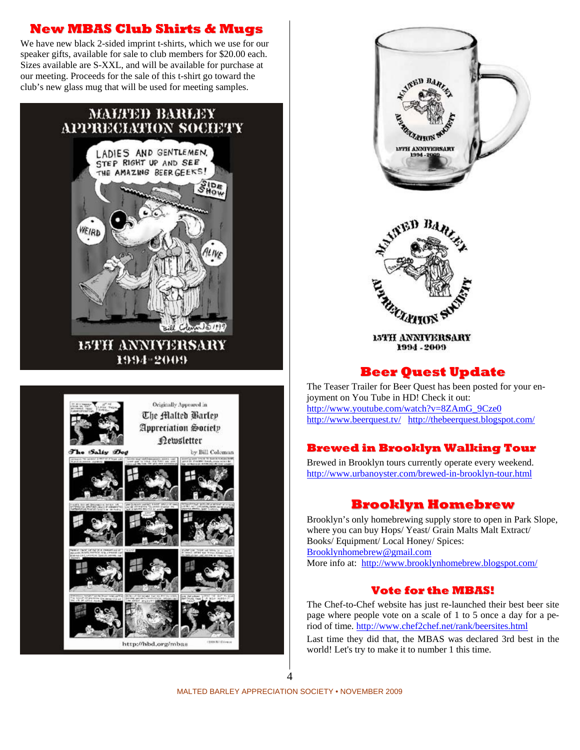## New MBAS Club Shirts & Mugs

We have new black 2-sided imprint t-shirts, which we use for our speaker gifts, available for sale to club members for $20.00 each. Sizes available are S-XXL, and will be available for purchase at our meeting. Proceeds for the sale of this t-shirt go toward the club's new glass mug that will be used for meeting samples.

## Beer Quest Update

The Teaser Trailer for Beer Quest has been posted for your enjoyment on You Tube in HD! Check it out:
http://www.youtube.com/watch?v=8ZAmG_9Cze0
http://www.beerquest.tv/ http://thebeerquest.blogspot.com/

## Brewed in Brooklyn Walking Tour

Brewed in Brooklyn tours currently operate every weekend.
http://www.urbanoyster.com/brewed-in-brooklyn-tour.html

## Brooklyn Homebrew

Brooklyn's only homebrewing supply store to open in Park Slope, where you can buy Hops/ Yeast/ Grain Malts Malt Extract/ Books/ Equipment/ Local Honey/ Spices:
Brooklynhomebrew@gmail.com
More info at: http://www.brooklynhomebrew.blogspot.com/

## Vote for the MBAS!

The Chef-to-Chef website has just re-launched their best beer site page where people vote on a scale of 1 to 5 once a day for a period of time. http://www.chef2chef.net/rank/beersites.html

Last time they did that, the MBAS was declared 3rd best in the world! Let's try to make it to number 1 this time.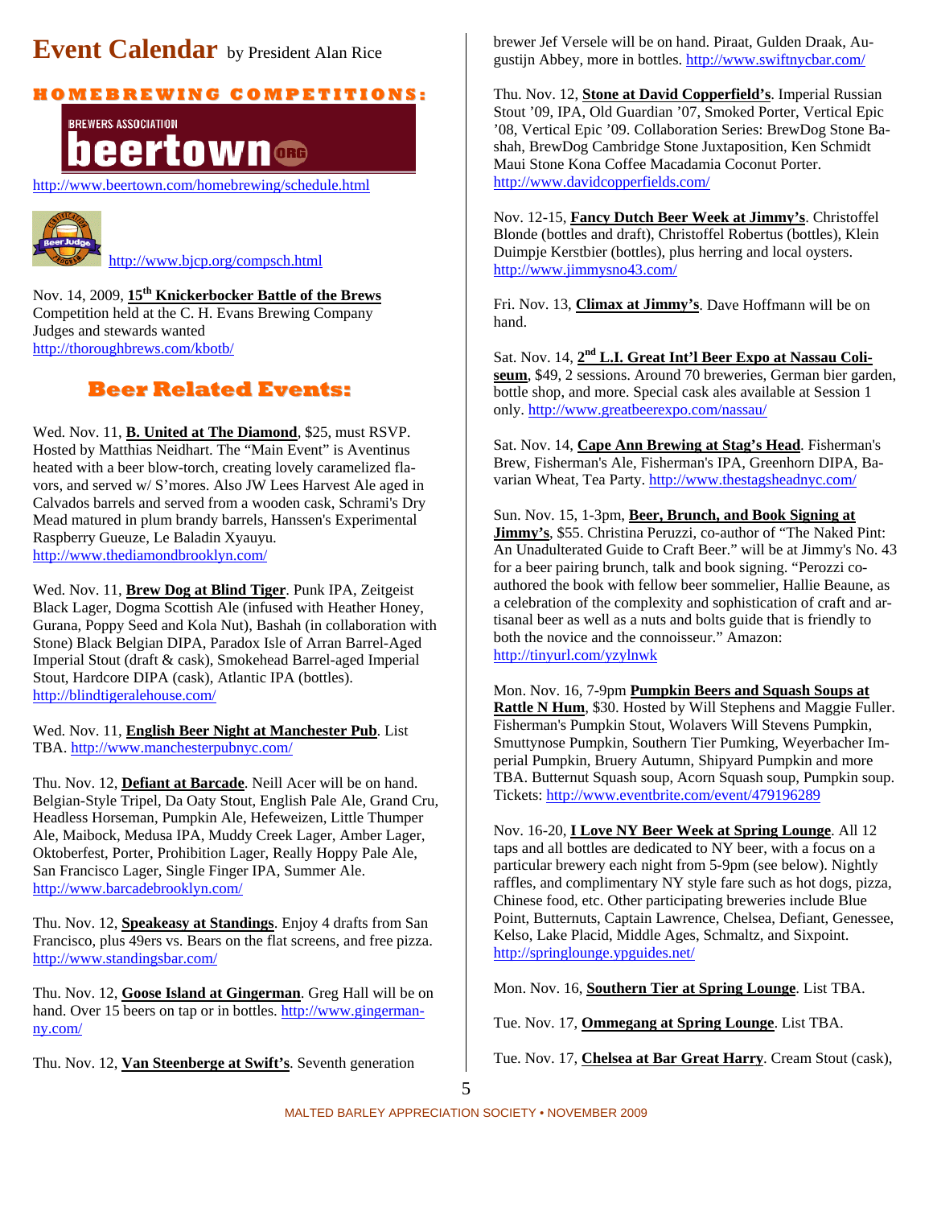# Event Calendar by President Alan Rice

## HOMEBREWING COMPETITIONS:

BREWERS ASSOCIATION beertown.ORG

http://www.beertown.com/homebrewing/schedule.html

http://www.bjcp.org/compsch.html

Nov. 14, 2009, **15th Knickerbocker Battle of the Brews**
Competition held at the C. H. Evans Brewing Company
Judges and stewards wanted
http://thoroughbrews.com/kbotb/

## Beer Related Events:

Wed. Nov. 11, **B. United at The Diamond**, $25, must RSVP. Hosted by Matthias Neidhart. The "Main Event" is Aventinus heated with a beer blow-torch, creating lovely caramelized flavors, and served w/ S'mores. Also JW Lees Harvest Ale aged in Calvados barrels and served from a wooden cask, Schrami's Dry Mead matured in plum brandy barrels, Hanssen's Experimental Raspberry Gueuze, Le Baladin Xyauyu. http://www.thediamondbrooklyn.com/

Wed. Nov. 11, **Brew Dog at Blind Tiger**. Punk IPA, Zeitgeist Black Lager, Dogma Scottish Ale (infused with Heather Honey, Gurana, Poppy Seed and Kola Nut), Bashah (in collaboration with Stone) Black Belgian DIPA, Paradox Isle of Arran Barrel-Aged Imperial Stout (draft & cask), Smokehead Barrel-aged Imperial Stout, Hardcore DIPA (cask), Atlantic IPA (bottles). http://blindtigeralehouse.com/

Wed. Nov. 11, **English Beer Night at Manchester Pub**. List TBA. http://www.manchesterpubnyc.com/

Thu. Nov. 12, **Defiant at Barcade**. Neill Acer will be on hand. Belgian-Style Tripel, Da Oaty Stout, English Pale Ale, Grand Cru, Headless Horseman, Pumpkin Ale, Hefeweizen, Little Thumper Ale, Maibock, Medusa IPA, Muddy Creek Lager, Amber Lager, Oktoberfest, Porter, Prohibition Lager, Really Hoppy Pale Ale, San Francisco Lager, Single Finger IPA, Summer Ale. http://www.barcadebrooklyn.com/

Thu. Nov. 12, **Speakeasy at Standings**. Enjoy 4 drafts from San Francisco, plus 49ers vs. Bears on the flat screens, and free pizza. http://www.standingsbar.com/

Thu. Nov. 12, **Goose Island at Gingerman**. Greg Hall will be on hand. Over 15 beers on tap or in bottles. http://www.gingerman-ny.com/

Thu. Nov. 12, **Van Steenberge at Swift's**. Seventh generation brewer Jef Versele will be on hand. Piraat, Gulden Draak, Augustijn Abbey, more in bottles. http://www.swiftnycbar.com/

Thu. Nov. 12, **Stone at David Copperfield's**. Imperial Russian Stout '09, IPA, Old Guardian '07, Smoked Porter, Vertical Epic '08, Vertical Epic '09. Collaboration Series: BrewDog Stone Bashah, BrewDog Cambridge Stone Juxtaposition, Ken Schmidt Maui Stone Kona Coffee Macadamia Coconut Porter. http://www.davidcopperfields.com/

Nov. 12-15, **Fancy Dutch Beer Week at Jimmy's**. Christoffel Blonde (bottles and draft), Christoffel Robertus (bottles), Klein Duimpje Kerstbier (bottles), plus herring and local oysters. http://www.jimmysno43.com/

Fri. Nov. 13, **Climax at Jimmy's**. Dave Hoffmann will be on hand.

Sat. Nov. 14, **2nd L.I. Great Int'l Beer Expo at Nassau Coliseum**, $49, 2 sessions. Around 70 breweries, German bier garden, bottle shop, and more. Special cask ales available at Session 1 only. http://www.greatbeerexpo.com/nassau/

Sat. Nov. 14, **Cape Ann Brewing at Stag's Head**. Fisherman's Brew, Fisherman's Ale, Fisherman's IPA, Greenhorn DIPA, Bavarian Wheat, Tea Party. http://www.thestagsheadnyc.com/

Sun. Nov. 15, 1-3pm, **Beer, Brunch, and Book Signing at Jimmy's**, $55. Christina Peruzzi, co-author of "The Naked Pint: An Unadulterated Guide to Craft Beer." will be at Jimmy's No. 43 for a beer pairing brunch, talk and book signing. "Perozzi co-authored the book with fellow beer sommelier, Hallie Beaune, as a celebration of the complexity and sophistication of craft and artisanal beer as well as a nuts and bolts guide that is friendly to both the novice and the connoisseur." Amazon: http://tinyurl.com/yzylnwk

Mon. Nov. 16, 7-9pm **Pumpkin Beers and Squash Soups at Rattle N Hum**, $30. Hosted by Will Stephens and Maggie Fuller. Fisherman's Pumpkin Stout, Wolavers Will Stevens Pumpkin, Smuttynose Pumpkin, Southern Tier Pumking, Weyerbacher Imperial Pumpkin, Bruery Autumn, Shipyard Pumpkin and more TBA. Butternut Squash soup, Acorn Squash soup, Pumpkin soup. Tickets: http://www.eventbrite.com/event/479196289

Nov. 16-20, **I Love NY Beer Week at Spring Lounge**. All 12 taps and all bottles are dedicated to NY beer, with a focus on a particular brewery each night from 5-9pm (see below). Nightly raffles, and complimentary NY style fare such as hot dogs, pizza, Chinese food, etc. Other participating breweries include Blue Point, Butternuts, Captain Lawrence, Chelsea, Defiant, Genessee, Kelso, Lake Placid, Middle Ages, Schmaltz, and Sixpoint. http://springlounge.ypguides.net/

Mon. Nov. 16, **Southern Tier at Spring Lounge**. List TBA.

Tue. Nov. 17, **Ommegang at Spring Lounge**. List TBA.

Tue. Nov. 17, **Chelsea at Bar Great Harry**. Cream Stout (cask),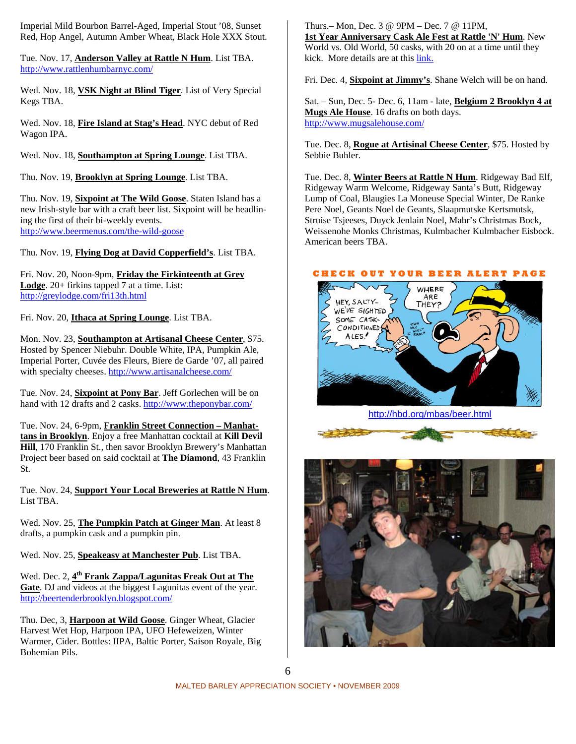Imperial Mild Bourbon Barrel-Aged, Imperial Stout '08, Sunset Red, Hop Angel, Autumn Amber Wheat, Black Hole XXX Stout.

Tue. Nov. 17, **Anderson Valley at Rattle N Hum**. List TBA. http://www.rattlenhumbarnyc.com/

Wed. Nov. 18, **VSK Night at Blind Tiger**. List of Very Special Kegs TBA.

Wed. Nov. 18, **Fire Island at Stag's Head**. NYC debut of Red Wagon IPA.

Wed. Nov. 18, **Southampton at Spring Lounge**. List TBA.

Thu. Nov. 19, **Brooklyn at Spring Lounge**. List TBA.

Thu. Nov. 19, **Sixpoint at The Wild Goose**. Staten Island has a new Irish-style bar with a craft beer list. Sixpoint will be headlining the first of their bi-weekly events. http://www.beermenus.com/the-wild-goose

Thu. Nov. 19, **Flying Dog at David Copperfield's**. List TBA.

Fri. Nov. 20, Noon-9pm, **Friday the Firkinteenth at Grey Lodge**. 20+ firkins tapped 7 at a time. List: http://greylodge.com/fri13th.html

Fri. Nov. 20, **Ithaca at Spring Lounge**. List TBA.

Mon. Nov. 23, **Southampton at Artisanal Cheese Center**, $75. Hosted by Spencer Niebuhr. Double White, IPA, Pumpkin Ale, Imperial Porter, Cuvée des Fleurs, Biere de Garde '07, all paired with specialty cheeses. http://www.artisanalcheese.com/

Tue. Nov. 24, **Sixpoint at Pony Bar**. Jeff Gorlechen will be on hand with 12 drafts and 2 casks. http://www.theponybar.com/

Tue. Nov. 24, 6-9pm, **Franklin Street Connection – Manhattans in Brooklyn**. Enjoy a free Manhattan cocktail at **Kill Devil Hill**, 170 Franklin St., then savor Brooklyn Brewery's Manhattan Project beer based on said cocktail at **The Diamond**, 43 Franklin St.

Tue. Nov. 24, **Support Your Local Breweries at Rattle N Hum**. List TBA.

Wed. Nov. 25, **The Pumpkin Patch at Ginger Man**. At least 8 drafts, a pumpkin cask and a pumpkin pin.

Wed. Nov. 25, **Speakeasy at Manchester Pub**. List TBA.

Wed. Dec. 2, **4th Frank Zappa/Lagunitas Freak Out at The Gate**. DJ and videos at the biggest Lagunitas event of the year. http://beertenderbrooklyn.blogspot.com/

Thu. Dec, 3, **Harpoon at Wild Goose**. Ginger Wheat, Glacier Harvest Wet Hop, Harpoon IPA, UFO Hefeweizen, Winter Warmer, Cider. Bottles: IIPA, Baltic Porter, Saison Royale, Big Bohemian Pils.

Thurs.– Mon, Dec. 3 @ 9PM – Dec. 7 @ 11PM, **1st Year Anniversary Cask Ale Fest at Rattle 'N' Hum**. New World vs. Old World, 50 casks, with 20 on at a time until they kick. More details are at this link.

Fri. Dec. 4, **Sixpoint at Jimmy's**. Shane Welch will be on hand.

Sat. – Sun, Dec. 5- Dec. 6, 11am - late, **Belgium 2 Brooklyn 4 at Mugs Ale House**. 16 drafts on both days. http://www.mugsalehouse.com/

Tue. Dec. 8, **Rogue at Artisinal Cheese Center**, $75. Hosted by Sebbie Buhler.

Tue. Dec. 8, **Winter Beers at Rattle N Hum**. Ridgeway Bad Elf, Ridgeway Warm Welcome, Ridgeway Santa's Butt, Ridgeway Lump of Coal, Blaugies La Moneuse Special Winter, De Ranke Pere Noel, Geants Noel de Geants, Slaapmutske Kertsmutsk, Struise Tsjeeses, Duyck Jenlain Noel, Mahr's Christmas Bock, Weissenohe Monks Christmas, Kulmbacher Kulmbacher Eisbock. American beers TBA.

**CHECK OUT YOUR BEER ALERT PAGE**

http://hbd.org/mbas/beer.html